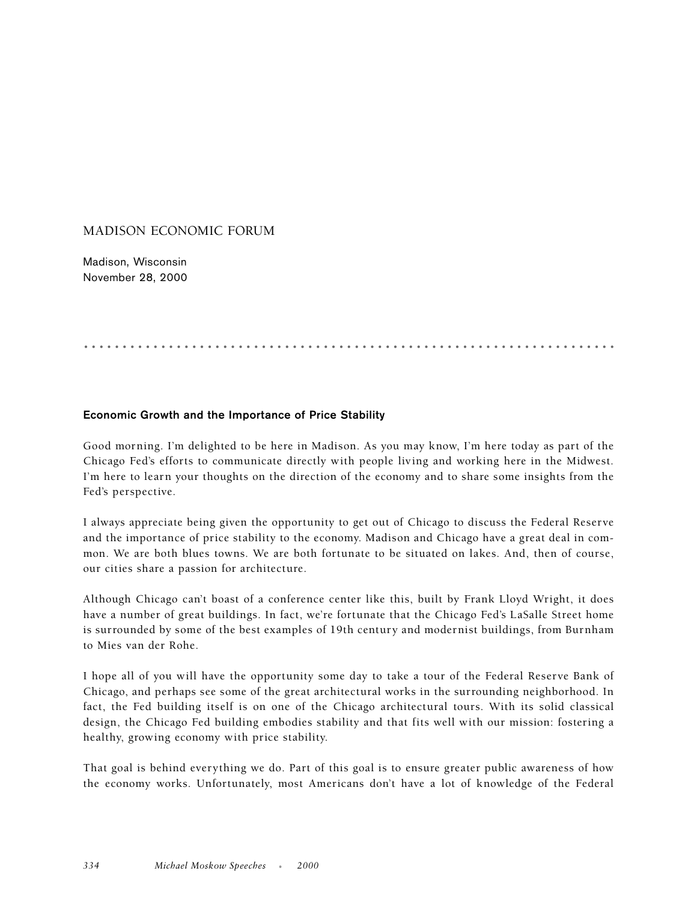# MADISON ECONOMIC FORUM

Madison, Wisconsin
November 28, 2000

## Economic Growth and the Importance of Price Stability

Good morning. I'm delighted to be here in Madison. As you may know, I'm here today as part of the Chicago Fed's efforts to communicate directly with people living and working here in the Midwest. I'm here to learn your thoughts on the direction of the economy and to share some insights from the Fed's perspective.

I always appreciate being given the opportunity to get out of Chicago to discuss the Federal Reserve and the importance of price stability to the economy. Madison and Chicago have a great deal in common. We are both blues towns. We are both fortunate to be situated on lakes. And, then of course, our cities share a passion for architecture.

Although Chicago can't boast of a conference center like this, built by Frank Lloyd Wright, it does have a number of great buildings. In fact, we're fortunate that the Chicago Fed's LaSalle Street home is surrounded by some of the best examples of 19th century and modernist buildings, from Burnham to Mies van der Rohe.

I hope all of you will have the opportunity some day to take a tour of the Federal Reserve Bank of Chicago, and perhaps see some of the great architectural works in the surrounding neighborhood. In fact, the Fed building itself is on one of the Chicago architectural tours. With its solid classical design, the Chicago Fed building embodies stability and that fits well with our mission: fostering a healthy, growing economy with price stability.

That goal is behind everything we do. Part of this goal is to ensure greater public awareness of how the economy works. Unfortunately, most Americans don't have a lot of knowledge of the Federal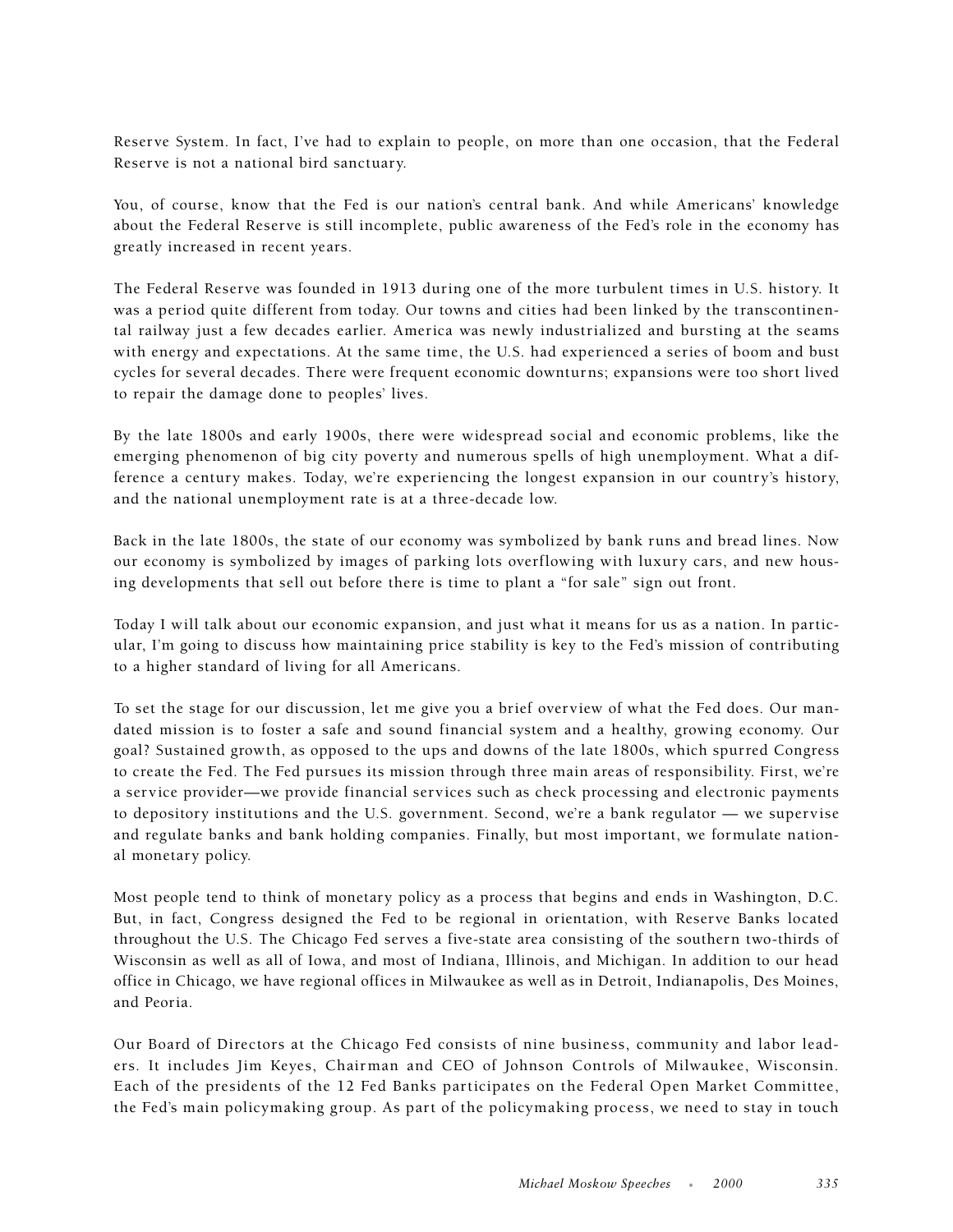Reserve System. In fact, I've had to explain to people, on more than one occasion, that the Federal Reserve is not a national bird sanctuary.

You, of course, know that the Fed is our nation's central bank. And while Americans' knowledge about the Federal Reserve is still incomplete, public awareness of the Fed's role in the economy has greatly increased in recent years.

The Federal Reserve was founded in 1913 during one of the more turbulent times in U.S. history. It was a period quite different from today. Our towns and cities had been linked by the transcontinental railway just a few decades earlier. America was newly industrialized and bursting at the seams with energy and expectations. At the same time, the U.S. had experienced a series of boom and bust cycles for several decades. There were frequent economic downturns; expansions were too short lived to repair the damage done to peoples' lives.

By the late 1800s and early 1900s, there were widespread social and economic problems, like the emerging phenomenon of big city poverty and numerous spells of high unemployment. What a difference a century makes. Today, we're experiencing the longest expansion in our country's history, and the national unemployment rate is at a three-decade low.

Back in the late 1800s, the state of our economy was symbolized by bank runs and bread lines. Now our economy is symbolized by images of parking lots overflowing with luxury cars, and new housing developments that sell out before there is time to plant a "for sale" sign out front.

Today I will talk about our economic expansion, and just what it means for us as a nation. In particular, I'm going to discuss how maintaining price stability is key to the Fed's mission of contributing to a higher standard of living for all Americans.

To set the stage for our discussion, let me give you a brief overview of what the Fed does. Our mandated mission is to foster a safe and sound financial system and a healthy, growing economy. Our goal? Sustained growth, as opposed to the ups and downs of the late 1800s, which spurred Congress to create the Fed. The Fed pursues its mission through three main areas of responsibility. First, we're a service provider—we provide financial services such as check processing and electronic payments to depository institutions and the U.S. government. Second, we're a bank regulator — we supervise and regulate banks and bank holding companies. Finally, but most important, we formulate national monetary policy.

Most people tend to think of monetary policy as a process that begins and ends in Washington, D.C. But, in fact, Congress designed the Fed to be regional in orientation, with Reserve Banks located throughout the U.S. The Chicago Fed serves a five-state area consisting of the southern two-thirds of Wisconsin as well as all of Iowa, and most of Indiana, Illinois, and Michigan. In addition to our head office in Chicago, we have regional offices in Milwaukee as well as in Detroit, Indianapolis, Des Moines, and Peoria.

Our Board of Directors at the Chicago Fed consists of nine business, community and labor leaders. It includes Jim Keyes, Chairman and CEO of Johnson Controls of Milwaukee, Wisconsin. Each of the presidents of the 12 Fed Banks participates on the Federal Open Market Committee, the Fed's main policymaking group. As part of the policymaking process, we need to stay in touch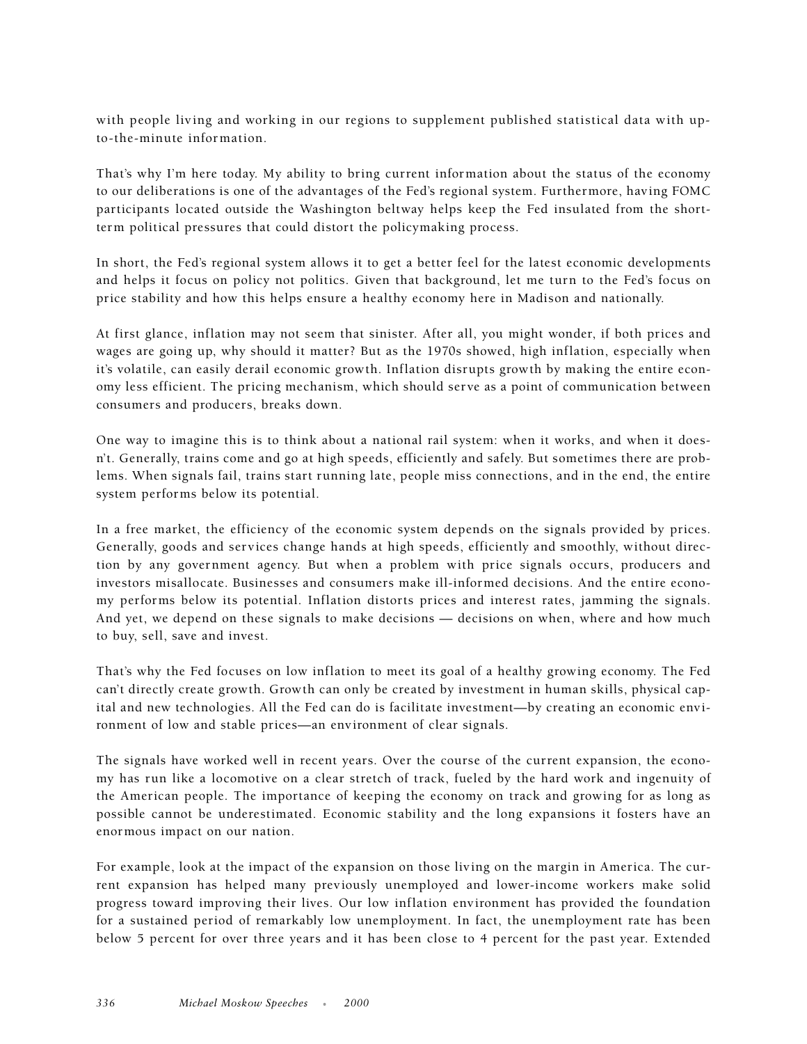with people living and working in our regions to supplement published statistical data with up-to-the-minute information.

That's why I'm here today. My ability to bring current information about the status of the economy to our deliberations is one of the advantages of the Fed's regional system. Furthermore, having FOMC participants located outside the Washington beltway helps keep the Fed insulated from the short-term political pressures that could distort the policymaking process.

In short, the Fed's regional system allows it to get a better feel for the latest economic developments and helps it focus on policy not politics. Given that background, let me turn to the Fed's focus on price stability and how this helps ensure a healthy economy here in Madison and nationally.

At first glance, inflation may not seem that sinister. After all, you might wonder, if both prices and wages are going up, why should it matter? But as the 1970s showed, high inflation, especially when it's volatile, can easily derail economic growth. Inflation disrupts growth by making the entire economy less efficient. The pricing mechanism, which should serve as a point of communication between consumers and producers, breaks down.

One way to imagine this is to think about a national rail system: when it works, and when it doesn't. Generally, trains come and go at high speeds, efficiently and safely. But sometimes there are problems. When signals fail, trains start running late, people miss connections, and in the end, the entire system performs below its potential.

In a free market, the efficiency of the economic system depends on the signals provided by prices. Generally, goods and services change hands at high speeds, efficiently and smoothly, without direction by any government agency. But when a problem with price signals occurs, producers and investors misallocate. Businesses and consumers make ill-informed decisions. And the entire economy performs below its potential. Inflation distorts prices and interest rates, jamming the signals. And yet, we depend on these signals to make decisions — decisions on when, where and how much to buy, sell, save and invest.

That's why the Fed focuses on low inflation to meet its goal of a healthy growing economy. The Fed can't directly create growth. Growth can only be created by investment in human skills, physical capital and new technologies. All the Fed can do is facilitate investment—by creating an economic environment of low and stable prices—an environment of clear signals.

The signals have worked well in recent years. Over the course of the current expansion, the economy has run like a locomotive on a clear stretch of track, fueled by the hard work and ingenuity of the American people. The importance of keeping the economy on track and growing for as long as possible cannot be underestimated. Economic stability and the long expansions it fosters have an enormous impact on our nation.

For example, look at the impact of the expansion on those living on the margin in America. The current expansion has helped many previously unemployed and lower-income workers make solid progress toward improving their lives. Our low inflation environment has provided the foundation for a sustained period of remarkably low unemployment. In fact, the unemployment rate has been below 5 percent for over three years and it has been close to 4 percent for the past year. Extended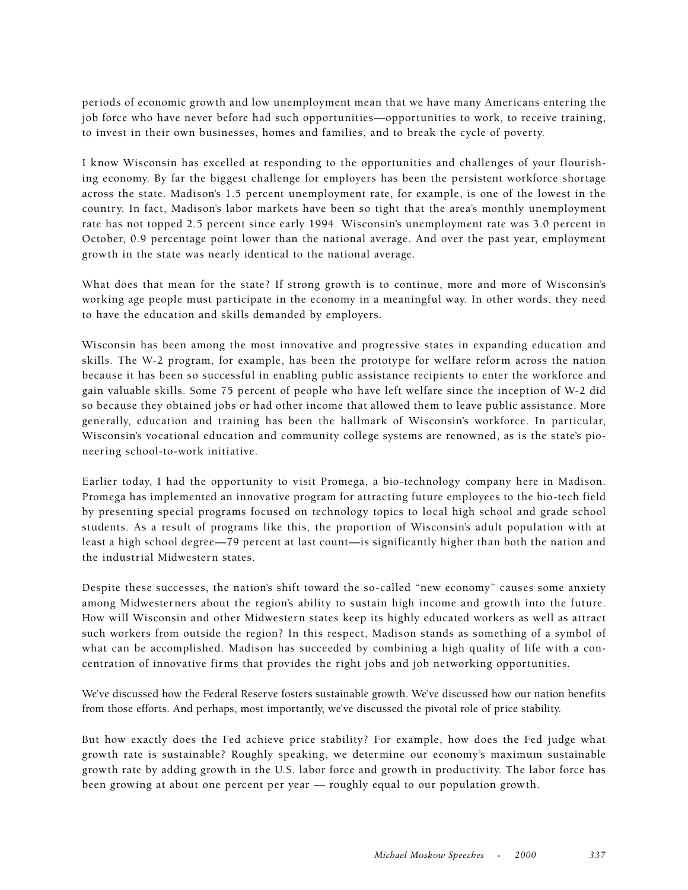periods of economic growth and low unemployment mean that we have many Americans entering the job force who have never before had such opportunities—opportunities to work, to receive training, to invest in their own businesses, homes and families, and to break the cycle of poverty.

I know Wisconsin has excelled at responding to the opportunities and challenges of your flourishing economy. By far the biggest challenge for employers has been the persistent workforce shortage across the state. Madison's 1.5 percent unemployment rate, for example, is one of the lowest in the country. In fact, Madison's labor markets have been so tight that the area's monthly unemployment rate has not topped 2.5 percent since early 1994. Wisconsin's unemployment rate was 3.0 percent in October, 0.9 percentage point lower than the national average. And over the past year, employment growth in the state was nearly identical to the national average.

What does that mean for the state? If strong growth is to continue, more and more of Wisconsin's working age people must participate in the economy in a meaningful way. In other words, they need to have the education and skills demanded by employers.

Wisconsin has been among the most innovative and progressive states in expanding education and skills. The W-2 program, for example, has been the prototype for welfare reform across the nation because it has been so successful in enabling public assistance recipients to enter the workforce and gain valuable skills. Some 75 percent of people who have left welfare since the inception of W-2 did so because they obtained jobs or had other income that allowed them to leave public assistance. More generally, education and training has been the hallmark of Wisconsin's workforce. In particular, Wisconsin's vocational education and community college systems are renowned, as is the state's pioneering school-to-work initiative.

Earlier today, I had the opportunity to visit Promega, a bio-technology company here in Madison. Promega has implemented an innovative program for attracting future employees to the bio-tech field by presenting special programs focused on technology topics to local high school and grade school students. As a result of programs like this, the proportion of Wisconsin's adult population with at least a high school degree—79 percent at last count—is significantly higher than both the nation and the industrial Midwestern states.

Despite these successes, the nation's shift toward the so-called "new economy" causes some anxiety among Midwesterners about the region's ability to sustain high income and growth into the future. How will Wisconsin and other Midwestern states keep its highly educated workers as well as attract such workers from outside the region? In this respect, Madison stands as something of a symbol of what can be accomplished. Madison has succeeded by combining a high quality of life with a concentration of innovative firms that provides the right jobs and job networking opportunities.

We've discussed how the Federal Reserve fosters sustainable growth. We've discussed how our nation benefits from those efforts. And perhaps, most importantly, we've discussed the pivotal role of price stability.

But how exactly does the Fed achieve price stability? For example, how does the Fed judge what growth rate is sustainable? Roughly speaking, we determine our economy's maximum sustainable growth rate by adding growth in the U.S. labor force and growth in productivity. The labor force has been growing at about one percent per year — roughly equal to our population growth.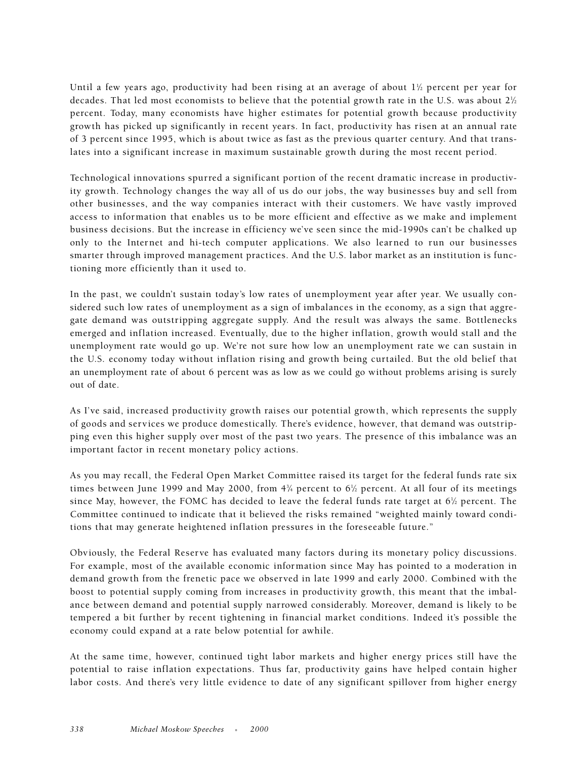Until a few years ago, productivity had been rising at an average of about 1½ percent per year for decades. That led most economists to believe that the potential growth rate in the U.S. was about 2½ percent. Today, many economists have higher estimates for potential growth because productivity growth has picked up significantly in recent years. In fact, productivity has risen at an annual rate of 3 percent since 1995, which is about twice as fast as the previous quarter century. And that translates into a significant increase in maximum sustainable growth during the most recent period.

Technological innovations spurred a significant portion of the recent dramatic increase in productivity growth. Technology changes the way all of us do our jobs, the way businesses buy and sell from other businesses, and the way companies interact with their customers. We have vastly improved access to information that enables us to be more efficient and effective as we make and implement business decisions. But the increase in efficiency we've seen since the mid-1990s can't be chalked up only to the Internet and hi-tech computer applications. We also learned to run our businesses smarter through improved management practices. And the U.S. labor market as an institution is functioning more efficiently than it used to.

In the past, we couldn't sustain today's low rates of unemployment year after year. We usually considered such low rates of unemployment as a sign of imbalances in the economy, as a sign that aggregate demand was outstripping aggregate supply. And the result was always the same. Bottlenecks emerged and inflation increased. Eventually, due to the higher inflation, growth would stall and the unemployment rate would go up. We're not sure how low an unemployment rate we can sustain in the U.S. economy today without inflation rising and growth being curtailed. But the old belief that an unemployment rate of about 6 percent was as low as we could go without problems arising is surely out of date.

As I've said, increased productivity growth raises our potential growth, which represents the supply of goods and services we produce domestically. There's evidence, however, that demand was outstripping even this higher supply over most of the past two years. The presence of this imbalance was an important factor in recent monetary policy actions.

As you may recall, the Federal Open Market Committee raised its target for the federal funds rate six times between June 1999 and May 2000, from 4¾ percent to 6½ percent. At all four of its meetings since May, however, the FOMC has decided to leave the federal funds rate target at 6½ percent. The Committee continued to indicate that it believed the risks remained "weighted mainly toward conditions that may generate heightened inflation pressures in the foreseeable future."

Obviously, the Federal Reserve has evaluated many factors during its monetary policy discussions. For example, most of the available economic information since May has pointed to a moderation in demand growth from the frenetic pace we observed in late 1999 and early 2000. Combined with the boost to potential supply coming from increases in productivity growth, this meant that the imbalance between demand and potential supply narrowed considerably. Moreover, demand is likely to be tempered a bit further by recent tightening in financial market conditions. Indeed it's possible the economy could expand at a rate below potential for awhile.

At the same time, however, continued tight labor markets and higher energy prices still have the potential to raise inflation expectations. Thus far, productivity gains have helped contain higher labor costs. And there's very little evidence to date of any significant spillover from higher energy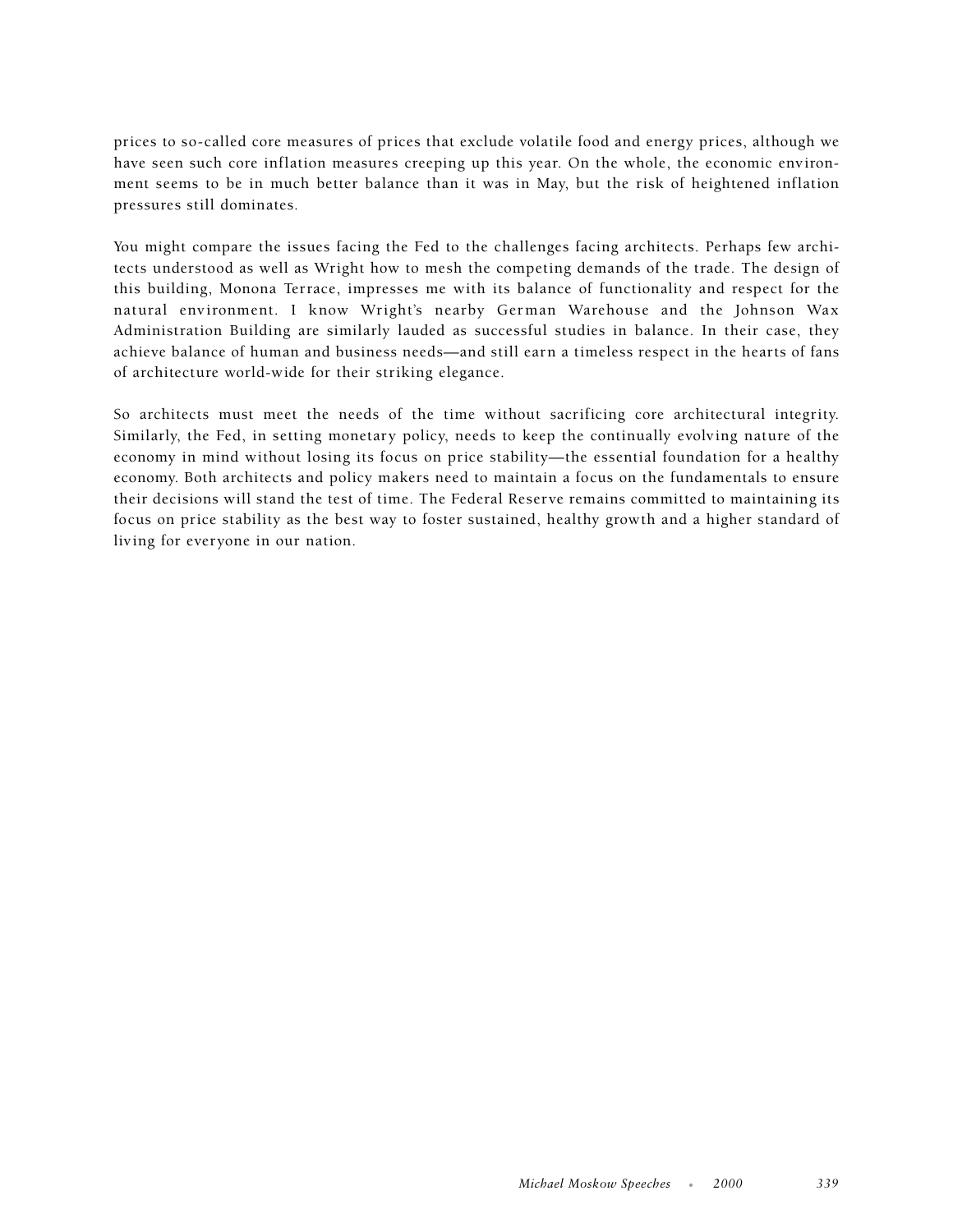prices to so-called core measures of prices that exclude volatile food and energy prices, although we have seen such core inflation measures creeping up this year. On the whole, the economic environment seems to be in much better balance than it was in May, but the risk of heightened inflation pressures still dominates.

You might compare the issues facing the Fed to the challenges facing architects. Perhaps few architects understood as well as Wright how to mesh the competing demands of the trade. The design of this building, Monona Terrace, impresses me with its balance of functionality and respect for the natural environment. I know Wright's nearby German Warehouse and the Johnson Wax Administration Building are similarly lauded as successful studies in balance. In their case, they achieve balance of human and business needs—and still earn a timeless respect in the hearts of fans of architecture world-wide for their striking elegance.

So architects must meet the needs of the time without sacrificing core architectural integrity. Similarly, the Fed, in setting monetary policy, needs to keep the continually evolving nature of the economy in mind without losing its focus on price stability—the essential foundation for a healthy economy. Both architects and policy makers need to maintain a focus on the fundamentals to ensure their decisions will stand the test of time. The Federal Reserve remains committed to maintaining its focus on price stability as the best way to foster sustained, healthy growth and a higher standard of living for everyone in our nation.